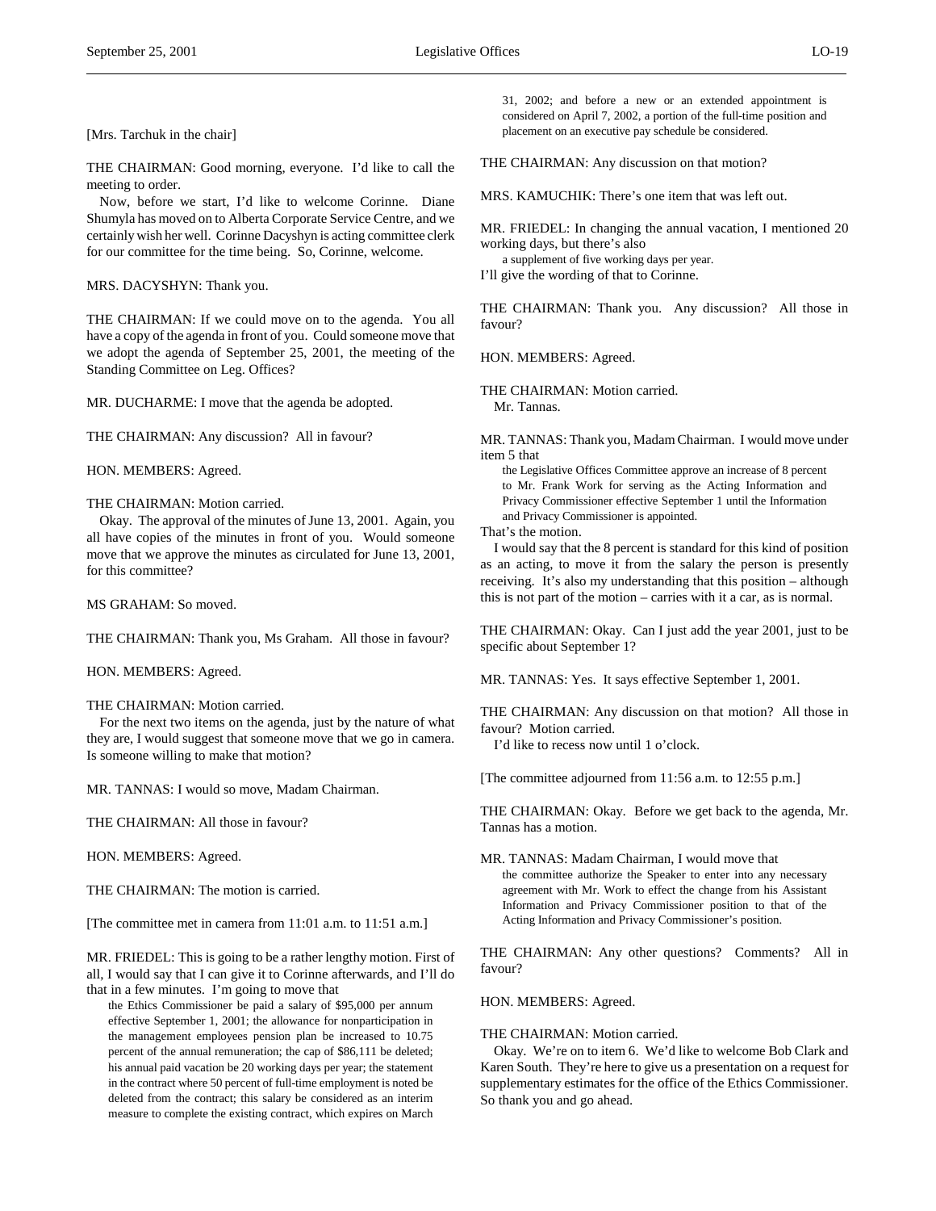[Mrs. Tarchuk in the chair]

THE CHAIRMAN: Good morning, everyone. I'd like to call the meeting to order.

Now, before we start, I'd like to welcome Corinne. Diane Shumyla has moved on to Alberta Corporate Service Centre, and we certainly wish her well. Corinne Dacyshyn is acting committee clerk for our committee for the time being. So, Corinne, welcome.

MRS. DACYSHYN: Thank you.

THE CHAIRMAN: If we could move on to the agenda. You all have a copy of the agenda in front of you. Could someone move that we adopt the agenda of September 25, 2001, the meeting of the Standing Committee on Leg. Offices?

MR. DUCHARME: I move that the agenda be adopted.

THE CHAIRMAN: Any discussion? All in favour?

HON. MEMBERS: Agreed.

THE CHAIRMAN: Motion carried.

Okay. The approval of the minutes of June 13, 2001. Again, you all have copies of the minutes in front of you. Would someone move that we approve the minutes as circulated for June 13, 2001, for this committee?

MS GRAHAM: So moved.

THE CHAIRMAN: Thank you, Ms Graham. All those in favour?

HON. MEMBERS: Agreed.

THE CHAIRMAN: Motion carried.

For the next two items on the agenda, just by the nature of what they are, I would suggest that someone move that we go in camera. Is someone willing to make that motion?

MR. TANNAS: I would so move, Madam Chairman.

THE CHAIRMAN: All those in favour?

HON. MEMBERS: Agreed.

THE CHAIRMAN: The motion is carried.

[The committee met in camera from 11:01 a.m. to 11:51 a.m.]

MR. FRIEDEL: This is going to be a rather lengthy motion. First of all, I would say that I can give it to Corinne afterwards, and I'll do that in a few minutes. I'm going to move that

> the Ethics Commissioner be paid a salary of $95,000 per annum effective September 1, 2001; the allowance for nonparticipation in the management employees pension plan be increased to 10.75 percent of the annual remuneration; the cap of $86,111 be deleted; his annual paid vacation be 20 working days per year; the statement in the contract where 50 percent of full-time employment is noted be deleted from the contract; this salary be considered as an interim measure to complete the existing contract, which expires on March 31, 2002; and before a new or an extended appointment is considered on April 7, 2002, a portion of the full-time position and placement on an executive pay schedule be considered.

THE CHAIRMAN: Any discussion on that motion?

MRS. KAMUCHIK: There's one item that was left out.

MR. FRIEDEL: In changing the annual vacation, I mentioned 20 working days, but there's also

> a supplement of five working days per year.

I'll give the wording of that to Corinne.

THE CHAIRMAN: Thank you. Any discussion? All those in favour?

HON. MEMBERS: Agreed.

THE CHAIRMAN: Motion carried.

Mr. Tannas.

MR. TANNAS: Thank you, Madam Chairman. I would move under item 5 that

> the Legislative Offices Committee approve an increase of 8 percent to Mr. Frank Work for serving as the Acting Information and Privacy Commissioner effective September 1 until the Information and Privacy Commissioner is appointed.

That's the motion.

I would say that the 8 percent is standard for this kind of position as an acting, to move it from the salary the person is presently receiving. It's also my understanding that this position – although this is not part of the motion – carries with it a car, as is normal.

THE CHAIRMAN: Okay. Can I just add the year 2001, just to be specific about September 1?

MR. TANNAS: Yes. It says effective September 1, 2001.

THE CHAIRMAN: Any discussion on that motion? All those in favour? Motion carried.

I'd like to recess now until 1 o'clock.

[The committee adjourned from 11:56 a.m. to 12:55 p.m.]

THE CHAIRMAN: Okay. Before we get back to the agenda, Mr. Tannas has a motion.

MR. TANNAS: Madam Chairman, I would move that

> the committee authorize the Speaker to enter into any necessary agreement with Mr. Work to effect the change from his Assistant Information and Privacy Commissioner position to that of the Acting Information and Privacy Commissioner's position.

THE CHAIRMAN: Any other questions? Comments? All in favour?

HON. MEMBERS: Agreed.

THE CHAIRMAN: Motion carried.

Okay. We're on to item 6. We'd like to welcome Bob Clark and Karen South. They're here to give us a presentation on a request for supplementary estimates for the office of the Ethics Commissioner. So thank you and go ahead.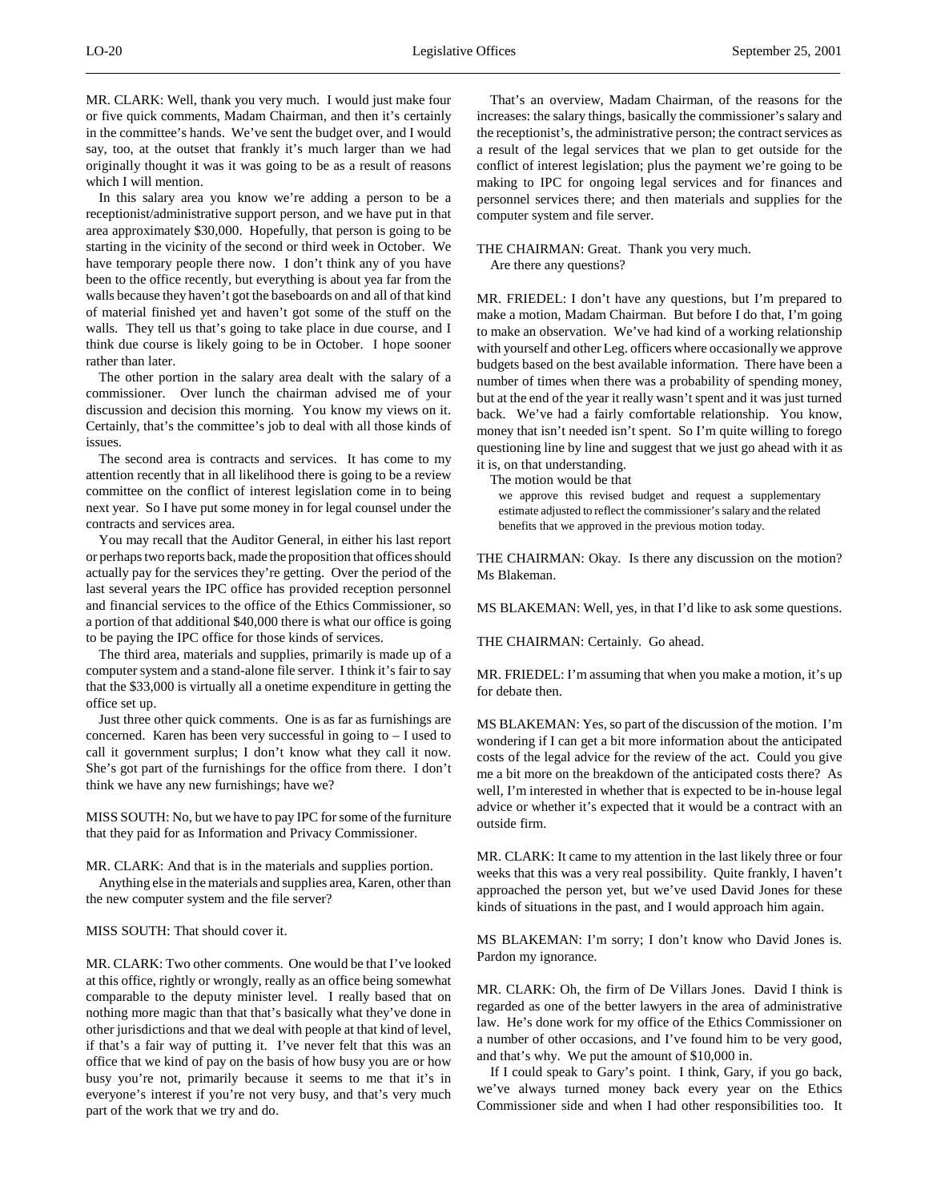MR. CLARK: Well, thank you very much. I would just make four or five quick comments, Madam Chairman, and then it's certainly in the committee's hands. We've sent the budget over, and I would say, too, at the outset that frankly it's much larger than we had originally thought it was it was going to be as a result of reasons which I will mention.

In this salary area you know we're adding a person to be a receptionist/administrative support person, and we have put in that area approximately $30,000. Hopefully, that person is going to be starting in the vicinity of the second or third week in October. We have temporary people there now. I don't think any of you have been to the office recently, but everything is about yea far from the walls because they haven't got the baseboards on and all of that kind of material finished yet and haven't got some of the stuff on the walls. They tell us that's going to take place in due course, and I think due course is likely going to be in October. I hope sooner rather than later.

The other portion in the salary area dealt with the salary of a commissioner. Over lunch the chairman advised me of your discussion and decision this morning. You know my views on it. Certainly, that's the committee's job to deal with all those kinds of issues.

The second area is contracts and services. It has come to my attention recently that in all likelihood there is going to be a review committee on the conflict of interest legislation come in to being next year. So I have put some money in for legal counsel under the contracts and services area.

You may recall that the Auditor General, in either his last report or perhaps two reports back, made the proposition that offices should actually pay for the services they're getting. Over the period of the last several years the IPC office has provided reception personnel and financial services to the office of the Ethics Commissioner, so a portion of that additional $40,000 there is what our office is going to be paying the IPC office for those kinds of services.

The third area, materials and supplies, primarily is made up of a computer system and a stand-alone file server. I think it's fair to say that the $33,000 is virtually all a onetime expenditure in getting the office set up.

Just three other quick comments. One is as far as furnishings are concerned. Karen has been very successful in going to – I used to call it government surplus; I don't know what they call it now. She's got part of the furnishings for the office from there. I don't think we have any new furnishings; have we?

MISS SOUTH: No, but we have to pay IPC for some of the furniture that they paid for as Information and Privacy Commissioner.

MR. CLARK: And that is in the materials and supplies portion.

Anything else in the materials and supplies area, Karen, other than the new computer system and the file server?

MISS SOUTH: That should cover it.

MR. CLARK: Two other comments. One would be that I've looked at this office, rightly or wrongly, really as an office being somewhat comparable to the deputy minister level. I really based that on nothing more magic than that that's basically what they've done in other jurisdictions and that we deal with people at that kind of level, if that's a fair way of putting it. I've never felt that this was an office that we kind of pay on the basis of how busy you are or how busy you're not, primarily because it seems to me that it's in everyone's interest if you're not very busy, and that's very much part of the work that we try and do.

That's an overview, Madam Chairman, of the reasons for the increases: the salary things, basically the commissioner's salary and the receptionist's, the administrative person; the contract services as a result of the legal services that we plan to get outside for the conflict of interest legislation; plus the payment we're going to be making to IPC for ongoing legal services and for finances and personnel services there; and then materials and supplies for the computer system and file server.

THE CHAIRMAN: Great. Thank you very much.

Are there any questions?

MR. FRIEDEL: I don't have any questions, but I'm prepared to make a motion, Madam Chairman. But before I do that, I'm going to make an observation. We've had kind of a working relationship with yourself and other Leg. officers where occasionally we approve budgets based on the best available information. There have been a number of times when there was a probability of spending money, but at the end of the year it really wasn't spent and it was just turned back. We've had a fairly comfortable relationship. You know, money that isn't needed isn't spent. So I'm quite willing to forego questioning line by line and suggest that we just go ahead with it as it is, on that understanding.

The motion would be that

> we approve this revised budget and request a supplementary estimate adjusted to reflect the commissioner's salary and the related benefits that we approved in the previous motion today.

THE CHAIRMAN: Okay. Is there any discussion on the motion? Ms Blakeman.

MS BLAKEMAN: Well, yes, in that I'd like to ask some questions.

THE CHAIRMAN: Certainly. Go ahead.

MR. FRIEDEL: I'm assuming that when you make a motion, it's up for debate then.

MS BLAKEMAN: Yes, so part of the discussion of the motion. I'm wondering if I can get a bit more information about the anticipated costs of the legal advice for the review of the act. Could you give me a bit more on the breakdown of the anticipated costs there? As well, I'm interested in whether that is expected to be in-house legal advice or whether it's expected that it would be a contract with an outside firm.

MR. CLARK: It came to my attention in the last likely three or four weeks that this was a very real possibility. Quite frankly, I haven't approached the person yet, but we've used David Jones for these kinds of situations in the past, and I would approach him again.

MS BLAKEMAN: I'm sorry; I don't know who David Jones is. Pardon my ignorance.

MR. CLARK: Oh, the firm of De Villars Jones. David I think is regarded as one of the better lawyers in the area of administrative law. He's done work for my office of the Ethics Commissioner on a number of other occasions, and I've found him to be very good, and that's why. We put the amount of $10,000 in.

If I could speak to Gary's point. I think, Gary, if you go back, we've always turned money back every year on the Ethics Commissioner side and when I had other responsibilities too. It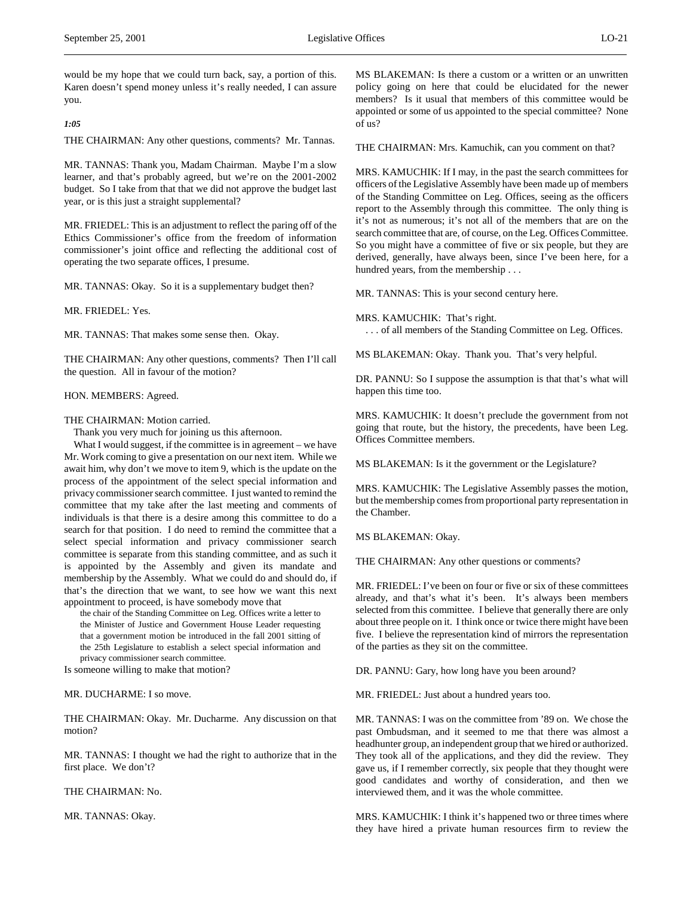would be my hope that we could turn back, say, a portion of this. Karen doesn't spend money unless it's really needed, I can assure you.

*1:05*

THE CHAIRMAN: Any other questions, comments? Mr. Tannas.

MR. TANNAS: Thank you, Madam Chairman. Maybe I'm a slow learner, and that's probably agreed, but we're on the 2001-2002 budget. So I take from that that we did not approve the budget last year, or is this just a straight supplemental?

MR. FRIEDEL: This is an adjustment to reflect the paring off of the Ethics Commissioner's office from the freedom of information commissioner's joint office and reflecting the additional cost of operating the two separate offices, I presume.

MR. TANNAS: Okay. So it is a supplementary budget then?

MR. FRIEDEL: Yes.

MR. TANNAS: That makes some sense then. Okay.

THE CHAIRMAN: Any other questions, comments? Then I'll call the question. All in favour of the motion?

HON. MEMBERS: Agreed.

THE CHAIRMAN: Motion carried.

Thank you very much for joining us this afternoon.

What I would suggest, if the committee is in agreement – we have Mr. Work coming to give a presentation on our next item. While we await him, why don't we move to item 9, which is the update on the process of the appointment of the select special information and privacy commissioner search committee. I just wanted to remind the committee that my take after the last meeting and comments of individuals is that there is a desire among this committee to do a search for that position. I do need to remind the committee that a select special information and privacy commissioner search committee is separate from this standing committee, and as such it is appointed by the Assembly and given its mandate and membership by the Assembly. What we could do and should do, if that's the direction that we want, to see how we want this next appointment to proceed, is have somebody move that

> the chair of the Standing Committee on Leg. Offices write a letter to the Minister of Justice and Government House Leader requesting that a government motion be introduced in the fall 2001 sitting of the 25th Legislature to establish a select special information and privacy commissioner search committee.

Is someone willing to make that motion?

MR. DUCHARME: I so move.

THE CHAIRMAN: Okay. Mr. Ducharme. Any discussion on that motion?

MR. TANNAS: I thought we had the right to authorize that in the first place. We don't?

THE CHAIRMAN: No.

MR. TANNAS: Okay.

MS BLAKEMAN: Is there a custom or a written or an unwritten policy going on here that could be elucidated for the newer members? Is it usual that members of this committee would be appointed or some of us appointed to the special committee? None of us?

THE CHAIRMAN: Mrs. Kamuchik, can you comment on that?

MRS. KAMUCHIK: If I may, in the past the search committees for officers of the Legislative Assembly have been made up of members of the Standing Committee on Leg. Offices, seeing as the officers report to the Assembly through this committee. The only thing is it's not as numerous; it's not all of the members that are on the search committee that are, of course, on the Leg. Offices Committee. So you might have a committee of five or six people, but they are derived, generally, have always been, since I've been here, for a hundred years, from the membership . . .

MR. TANNAS: This is your second century here.

MRS. KAMUCHIK: That's right.

. . . of all members of the Standing Committee on Leg. Offices.

MS BLAKEMAN: Okay. Thank you. That's very helpful.

DR. PANNU: So I suppose the assumption is that that's what will happen this time too.

MRS. KAMUCHIK: It doesn't preclude the government from not going that route, but the history, the precedents, have been Leg. Offices Committee members.

MS BLAKEMAN: Is it the government or the Legislature?

MRS. KAMUCHIK: The Legislative Assembly passes the motion, but the membership comes from proportional party representation in the Chamber.

MS BLAKEMAN: Okay.

THE CHAIRMAN: Any other questions or comments?

MR. FRIEDEL: I've been on four or five or six of these committees already, and that's what it's been. It's always been members selected from this committee. I believe that generally there are only about three people on it. I think once or twice there might have been five. I believe the representation kind of mirrors the representation of the parties as they sit on the committee.

DR. PANNU: Gary, how long have you been around?

MR. FRIEDEL: Just about a hundred years too.

MR. TANNAS: I was on the committee from '89 on. We chose the past Ombudsman, and it seemed to me that there was almost a headhunter group, an independent group that we hired or authorized. They took all of the applications, and they did the review. They gave us, if I remember correctly, six people that they thought were good candidates and worthy of consideration, and then we interviewed them, and it was the whole committee.

MRS. KAMUCHIK: I think it's happened two or three times where they have hired a private human resources firm to review the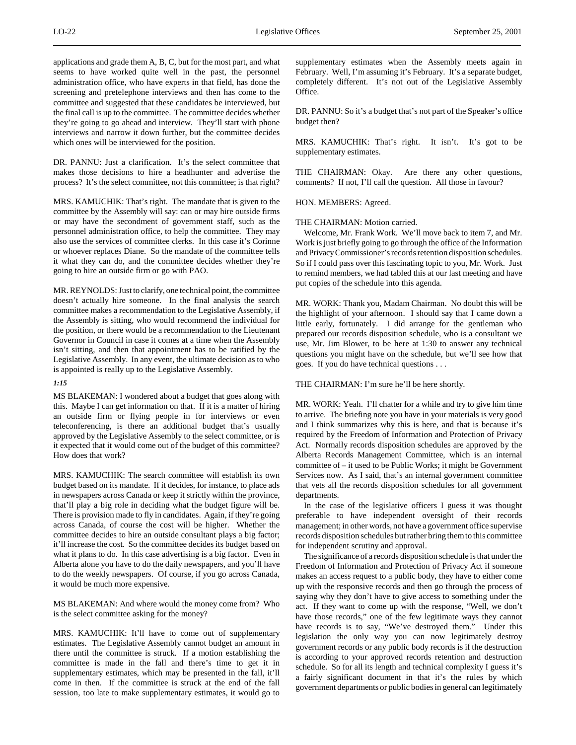applications and grade them A, B, C, but for the most part, and what seems to have worked quite well in the past, the personnel administration office, who have experts in that field, has done the screening and pretelephone interviews and then has come to the committee and suggested that these candidates be interviewed, but the final call is up to the committee. The committee decides whether they're going to go ahead and interview. They'll start with phone interviews and narrow it down further, but the committee decides which ones will be interviewed for the position.

DR. PANNU: Just a clarification. It's the select committee that makes those decisions to hire a headhunter and advertise the process? It's the select committee, not this committee; is that right?

MRS. KAMUCHIK: That's right. The mandate that is given to the committee by the Assembly will say: can or may hire outside firms or may have the secondment of government staff, such as the personnel administration office, to help the committee. They may also use the services of committee clerks. In this case it's Corinne or whoever replaces Diane. So the mandate of the committee tells it what they can do, and the committee decides whether they're going to hire an outside firm or go with PAO.

MR. REYNOLDS: Just to clarify, one technical point, the committee doesn't actually hire someone. In the final analysis the search committee makes a recommendation to the Legislative Assembly, if the Assembly is sitting, who would recommend the individual for the position, or there would be a recommendation to the Lieutenant Governor in Council in case it comes at a time when the Assembly isn't sitting, and then that appointment has to be ratified by the Legislative Assembly. In any event, the ultimate decision as to who is appointed is really up to the Legislative Assembly.

*1:15*

MS BLAKEMAN: I wondered about a budget that goes along with this. Maybe I can get information on that. If it is a matter of hiring an outside firm or flying people in for interviews or even teleconferencing, is there an additional budget that's usually approved by the Legislative Assembly to the select committee, or is it expected that it would come out of the budget of this committee? How does that work?

MRS. KAMUCHIK: The search committee will establish its own budget based on its mandate. If it decides, for instance, to place ads in newspapers across Canada or keep it strictly within the province, that'll play a big role in deciding what the budget figure will be. There is provision made to fly in candidates. Again, if they're going across Canada, of course the cost will be higher. Whether the committee decides to hire an outside consultant plays a big factor; it'll increase the cost. So the committee decides its budget based on what it plans to do. In this case advertising is a big factor. Even in Alberta alone you have to do the daily newspapers, and you'll have to do the weekly newspapers. Of course, if you go across Canada, it would be much more expensive.

MS BLAKEMAN: And where would the money come from? Who is the select committee asking for the money?

MRS. KAMUCHIK: It'll have to come out of supplementary estimates. The Legislative Assembly cannot budget an amount in there until the committee is struck. If a motion establishing the committee is made in the fall and there's time to get it in supplementary estimates, which may be presented in the fall, it'll come in then. If the committee is struck at the end of the fall session, too late to make supplementary estimates, it would go to supplementary estimates when the Assembly meets again in February. Well, I'm assuming it's February. It's a separate budget, completely different. It's not out of the Legislative Assembly Office.

DR. PANNU: So it's a budget that's not part of the Speaker's office budget then?

MRS. KAMUCHIK: That's right. It isn't. It's got to be supplementary estimates.

THE CHAIRMAN: Okay. Are there any other questions, comments? If not, I'll call the question. All those in favour?

HON. MEMBERS: Agreed.

THE CHAIRMAN: Motion carried.

Welcome, Mr. Frank Work. We'll move back to item 7, and Mr. Work is just briefly going to go through the office of the Information and Privacy Commissioner's records retention disposition schedules. So if I could pass over this fascinating topic to you, Mr. Work. Just to remind members, we had tabled this at our last meeting and have put copies of the schedule into this agenda.

MR. WORK: Thank you, Madam Chairman. No doubt this will be the highlight of your afternoon. I should say that I came down a little early, fortunately. I did arrange for the gentleman who prepared our records disposition schedule, who is a consultant we use, Mr. Jim Blower, to be here at 1:30 to answer any technical questions you might have on the schedule, but we'll see how that goes. If you do have technical questions . . .

THE CHAIRMAN: I'm sure he'll be here shortly.

MR. WORK: Yeah. I'll chatter for a while and try to give him time to arrive. The briefing note you have in your materials is very good and I think summarizes why this is here, and that is because it's required by the Freedom of Information and Protection of Privacy Act. Normally records disposition schedules are approved by the Alberta Records Management Committee, which is an internal committee of – it used to be Public Works; it might be Government Services now. As I said, that's an internal government committee that vets all the records disposition schedules for all government departments.

In the case of the legislative officers I guess it was thought preferable to have independent oversight of their records management; in other words, not have a government office supervise records disposition schedules but rather bring them to this committee for independent scrutiny and approval.

The significance of a records disposition schedule is that under the Freedom of Information and Protection of Privacy Act if someone makes an access request to a public body, they have to either come up with the responsive records and then go through the process of saying why they don't have to give access to something under the act. If they want to come up with the response, "Well, we don't have those records," one of the few legitimate ways they cannot have records is to say, "We've destroyed them." Under this legislation the only way you can now legitimately destroy government records or any public body records is if the destruction is according to your approved records retention and destruction schedule. So for all its length and technical complexity I guess it's a fairly significant document in that it's the rules by which government departments or public bodies in general can legitimately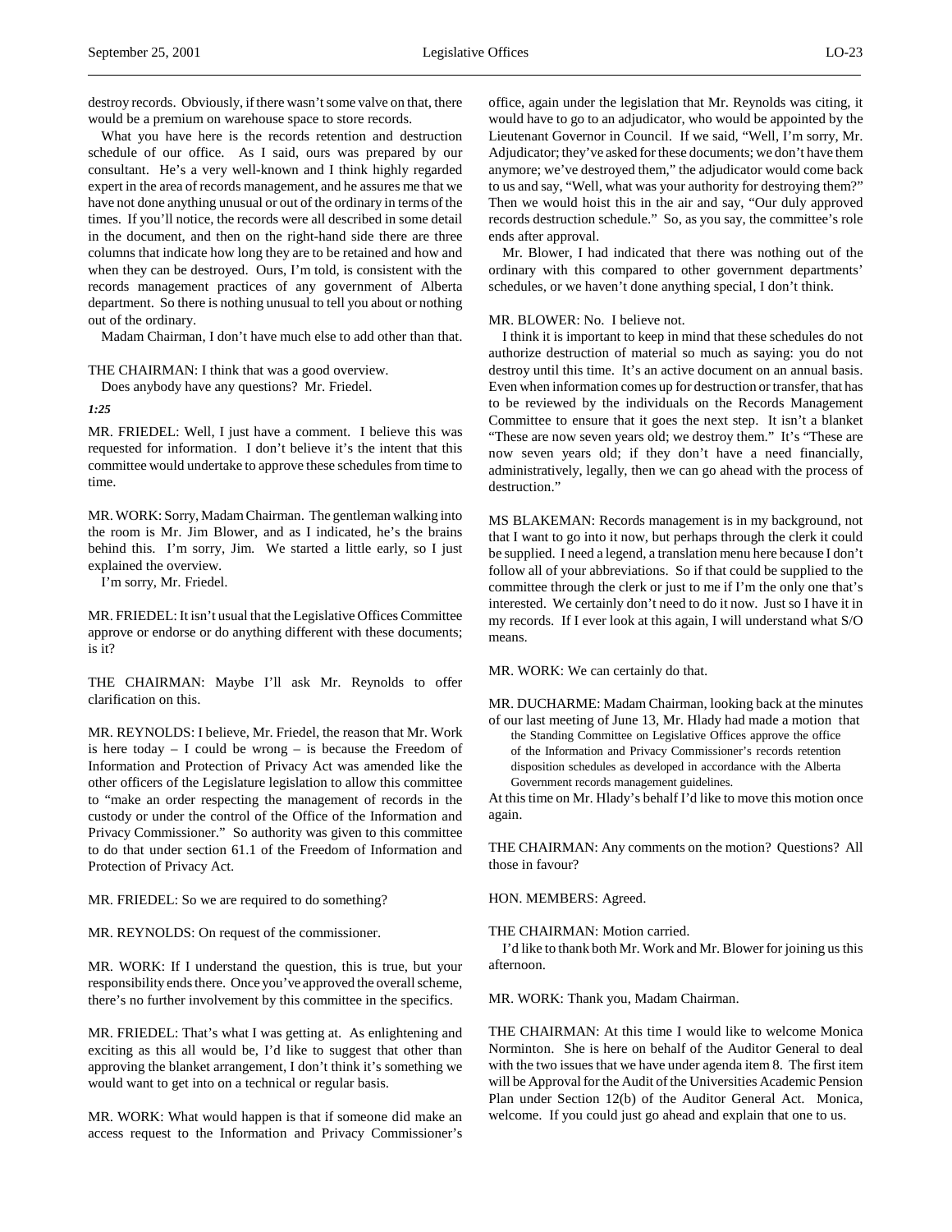destroy records. Obviously, if there wasn't some valve on that, there would be a premium on warehouse space to store records.

What you have here is the records retention and destruction schedule of our office. As I said, ours was prepared by our consultant. He's a very well-known and I think highly regarded expert in the area of records management, and he assures me that we have not done anything unusual or out of the ordinary in terms of the times. If you'll notice, the records were all described in some detail in the document, and then on the right-hand side there are three columns that indicate how long they are to be retained and how and when they can be destroyed. Ours, I'm told, is consistent with the records management practices of any government of Alberta department. So there is nothing unusual to tell you about or nothing out of the ordinary.

Madam Chairman, I don't have much else to add other than that.

THE CHAIRMAN: I think that was a good overview.

Does anybody have any questions? Mr. Friedel.

*1:25*

MR. FRIEDEL: Well, I just have a comment. I believe this was requested for information. I don't believe it's the intent that this committee would undertake to approve these schedules from time to time.

MR. WORK: Sorry, Madam Chairman. The gentleman walking into the room is Mr. Jim Blower, and as I indicated, he's the brains behind this. I'm sorry, Jim. We started a little early, so I just explained the overview.

I'm sorry, Mr. Friedel.

MR. FRIEDEL: It isn't usual that the Legislative Offices Committee approve or endorse or do anything different with these documents; is it?

THE CHAIRMAN: Maybe I'll ask Mr. Reynolds to offer clarification on this.

MR. REYNOLDS: I believe, Mr. Friedel, the reason that Mr. Work is here today – I could be wrong – is because the Freedom of Information and Protection of Privacy Act was amended like the other officers of the Legislature legislation to allow this committee to "make an order respecting the management of records in the custody or under the control of the Office of the Information and Privacy Commissioner." So authority was given to this committee to do that under section 61.1 of the Freedom of Information and Protection of Privacy Act.

MR. FRIEDEL: So we are required to do something?

MR. REYNOLDS: On request of the commissioner.

MR. WORK: If I understand the question, this is true, but your responsibility ends there. Once you've approved the overall scheme, there's no further involvement by this committee in the specifics.

MR. FRIEDEL: That's what I was getting at. As enlightening and exciting as this all would be, I'd like to suggest that other than approving the blanket arrangement, I don't think it's something we would want to get into on a technical or regular basis.

MR. WORK: What would happen is that if someone did make an access request to the Information and Privacy Commissioner's office, again under the legislation that Mr. Reynolds was citing, it would have to go to an adjudicator, who would be appointed by the Lieutenant Governor in Council. If we said, "Well, I'm sorry, Mr. Adjudicator; they've asked for these documents; we don't have them anymore; we've destroyed them," the adjudicator would come back to us and say, "Well, what was your authority for destroying them?" Then we would hoist this in the air and say, "Our duly approved records destruction schedule." So, as you say, the committee's role ends after approval.

Mr. Blower, I had indicated that there was nothing out of the ordinary with this compared to other government departments' schedules, or we haven't done anything special, I don't think.

MR. BLOWER: No. I believe not.

I think it is important to keep in mind that these schedules do not authorize destruction of material so much as saying: you do not destroy until this time. It's an active document on an annual basis. Even when information comes up for destruction or transfer, that has to be reviewed by the individuals on the Records Management Committee to ensure that it goes the next step. It isn't a blanket "These are now seven years old; we destroy them." It's "These are now seven years old; if they don't have a need financially, administratively, legally, then we can go ahead with the process of destruction."

MS BLAKEMAN: Records management is in my background, not that I want to go into it now, but perhaps through the clerk it could be supplied. I need a legend, a translation menu here because I don't follow all of your abbreviations. So if that could be supplied to the committee through the clerk or just to me if I'm the only one that's interested. We certainly don't need to do it now. Just so I have it in my records. If I ever look at this again, I will understand what S/O means.

MR. WORK: We can certainly do that.

MR. DUCHARME: Madam Chairman, looking back at the minutes of our last meeting of June 13, Mr. Hlady had made a motion that

> the Standing Committee on Legislative Offices approve the office of the Information and Privacy Commissioner's records retention disposition schedules as developed in accordance with the Alberta Government records management guidelines.

At this time on Mr. Hlady's behalf I'd like to move this motion once again.

THE CHAIRMAN: Any comments on the motion? Questions? All those in favour?

HON. MEMBERS: Agreed.

THE CHAIRMAN: Motion carried.

I'd like to thank both Mr. Work and Mr. Blower for joining us this afternoon.

MR. WORK: Thank you, Madam Chairman.

THE CHAIRMAN: At this time I would like to welcome Monica Norminton. She is here on behalf of the Auditor General to deal with the two issues that we have under agenda item 8. The first item will be Approval for the Audit of the Universities Academic Pension Plan under Section 12(b) of the Auditor General Act. Monica, welcome. If you could just go ahead and explain that one to us.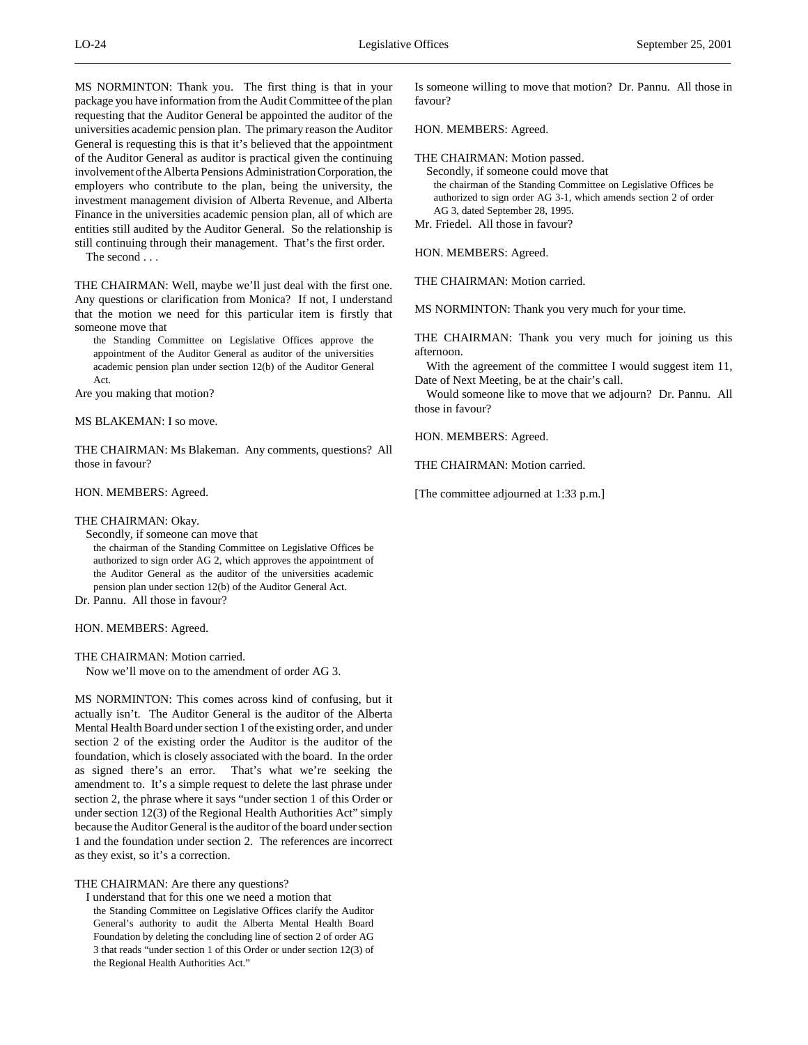MS NORMINTON: Thank you. The first thing is that in your package you have information from the Audit Committee of the plan requesting that the Auditor General be appointed the auditor of the universities academic pension plan. The primary reason the Auditor General is requesting this is that it's believed that the appointment of the Auditor General as auditor is practical given the continuing involvement of the Alberta Pensions Administration Corporation, the employers who contribute to the plan, being the university, the investment management division of Alberta Revenue, and Alberta Finance in the universities academic pension plan, all of which are entities still audited by the Auditor General. So the relationship is still continuing through their management. That's the first order.

The second . . .

THE CHAIRMAN: Well, maybe we'll just deal with the first one. Any questions or clarification from Monica? If not, I understand that the motion we need for this particular item is firstly that someone move that

> the Standing Committee on Legislative Offices approve the appointment of the Auditor General as auditor of the universities academic pension plan under section 12(b) of the Auditor General Act.

Are you making that motion?

MS BLAKEMAN: I so move.

THE CHAIRMAN: Ms Blakeman. Any comments, questions? All those in favour?

HON. MEMBERS: Agreed.

THE CHAIRMAN: Okay.

Secondly, if someone can move that

> the chairman of the Standing Committee on Legislative Offices be authorized to sign order AG 2, which approves the appointment of the Auditor General as the auditor of the universities academic pension plan under section 12(b) of the Auditor General Act.

Dr. Pannu. All those in favour?

HON. MEMBERS: Agreed.

THE CHAIRMAN: Motion carried.

Now we'll move on to the amendment of order AG 3.

MS NORMINTON: This comes across kind of confusing, but it actually isn't. The Auditor General is the auditor of the Alberta Mental Health Board under section 1 of the existing order, and under section 2 of the existing order the Auditor is the auditor of the foundation, which is closely associated with the board. In the order as signed there's an error. That's what we're seeking the amendment to. It's a simple request to delete the last phrase under section 2, the phrase where it says "under section 1 of this Order or under section 12(3) of the Regional Health Authorities Act" simply because the Auditor General is the auditor of the board under section 1 and the foundation under section 2. The references are incorrect as they exist, so it's a correction.

THE CHAIRMAN: Are there any questions?

I understand that for this one we need a motion that

> the Standing Committee on Legislative Offices clarify the Auditor General's authority to audit the Alberta Mental Health Board Foundation by deleting the concluding line of section 2 of order AG 3 that reads "under section 1 of this Order or under section 12(3) of the Regional Health Authorities Act."

Is someone willing to move that motion? Dr. Pannu. All those in favour?

HON. MEMBERS: Agreed.

THE CHAIRMAN: Motion passed.

Secondly, if someone could move that

> the chairman of the Standing Committee on Legislative Offices be authorized to sign order AG 3-1, which amends section 2 of order AG 3, dated September 28, 1995.

Mr. Friedel. All those in favour?

HON. MEMBERS: Agreed.

THE CHAIRMAN: Motion carried.

MS NORMINTON: Thank you very much for your time.

THE CHAIRMAN: Thank you very much for joining us this afternoon.

With the agreement of the committee I would suggest item 11, Date of Next Meeting, be at the chair's call.

Would someone like to move that we adjourn? Dr. Pannu. All those in favour?

HON. MEMBERS: Agreed.

THE CHAIRMAN: Motion carried.

[The committee adjourned at 1:33 p.m.]